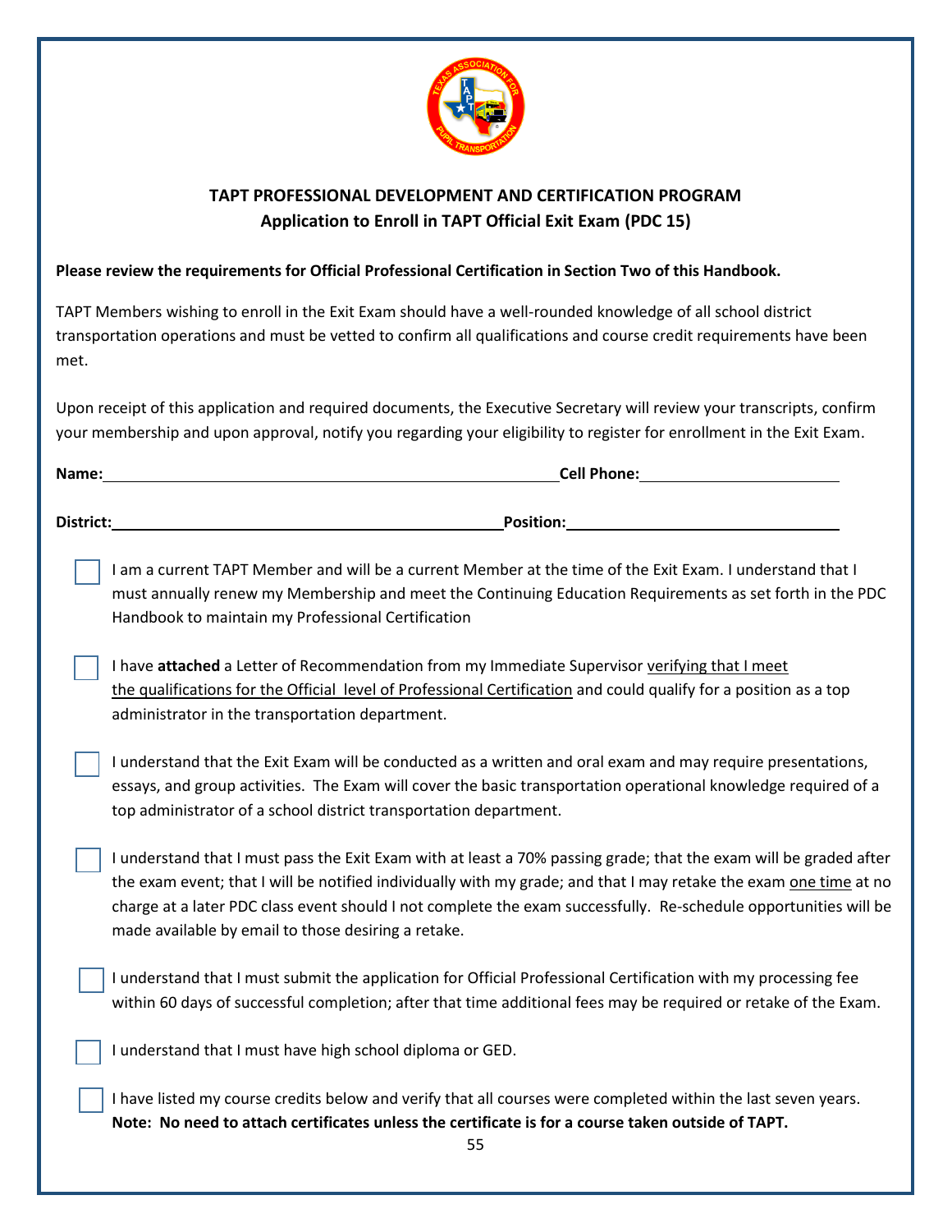## TAPT PROFESSIONAL DEVELOPMENT AND CERTIFICATION PROGRAM
## Application to Enroll in TAPT Official Exit Exam (PDC 15)

**Please review the requirements for Official Professional Certification in Section Two of this Handbook.**

TAPT Members wishing to enroll in the Exit Exam should have a well-rounded knowledge of all school district transportation operations and must be vetted to confirm all qualifications and course credit requirements have been met.

Upon receipt of this application and required documents, the Executive Secretary will review your transcripts, confirm your membership and upon approval, notify you regarding your eligibility to register for enrollment in the Exit Exam.

**Name:**\_\_\_\_\_\_\_\_\_\_\_\_\_\_\_\_\_\_\_\_\_\_\_\_\_\_\_\_\_\_\_\_\_\_\_\_\_\_\_\_ **Cell Phone:**\_\_\_\_\_\_\_\_\_\_\_\_\_\_\_\_\_\_\_\_

**District:**\_\_\_\_\_\_\_\_\_\_\_\_\_\_\_\_\_\_\_\_\_\_\_\_\_\_\_\_\_\_\_\_\_\_\_\_\_\_ **Position:**\_\_\_\_\_\_\_\_\_\_\_\_\_\_\_\_\_\_\_\_\_\_\_\_\_\_

- [ ] I am a current TAPT Member and will be a current Member at the time of the Exit Exam. I understand that I must annually renew my Membership and meet the Continuing Education Requirements as set forth in the PDC Handbook to maintain my Professional Certification

- [ ] I have **attached** a Letter of Recommendation from my Immediate Supervisor <u>verifying that I meet the qualifications for the Official level of Professional Certification</u> and could qualify for a position as a top administrator in the transportation department.

- [ ] I understand that the Exit Exam will be conducted as a written and oral exam and may require presentations, essays, and group activities. The Exam will cover the basic transportation operational knowledge required of a top administrator of a school district transportation department.

- [ ] I understand that I must pass the Exit Exam with at least a 70% passing grade; that the exam will be graded after the exam event; that I will be notified individually with my grade; and that I may retake the exam <u>one time</u> at no charge at a later PDC class event should I not complete the exam successfully. Re-schedule opportunities will be made available by email to those desiring a retake.

- [ ] I understand that I must submit the application for Official Professional Certification with my processing fee within 60 days of successful completion; after that time additional fees may be required or retake of the Exam.

- [ ] I understand that I must have high school diploma or GED.

- [ ] I have listed my course credits below and verify that all courses were completed within the last seven years. **Note: No need to attach certificates unless the certificate is for a course taken outside of TAPT.**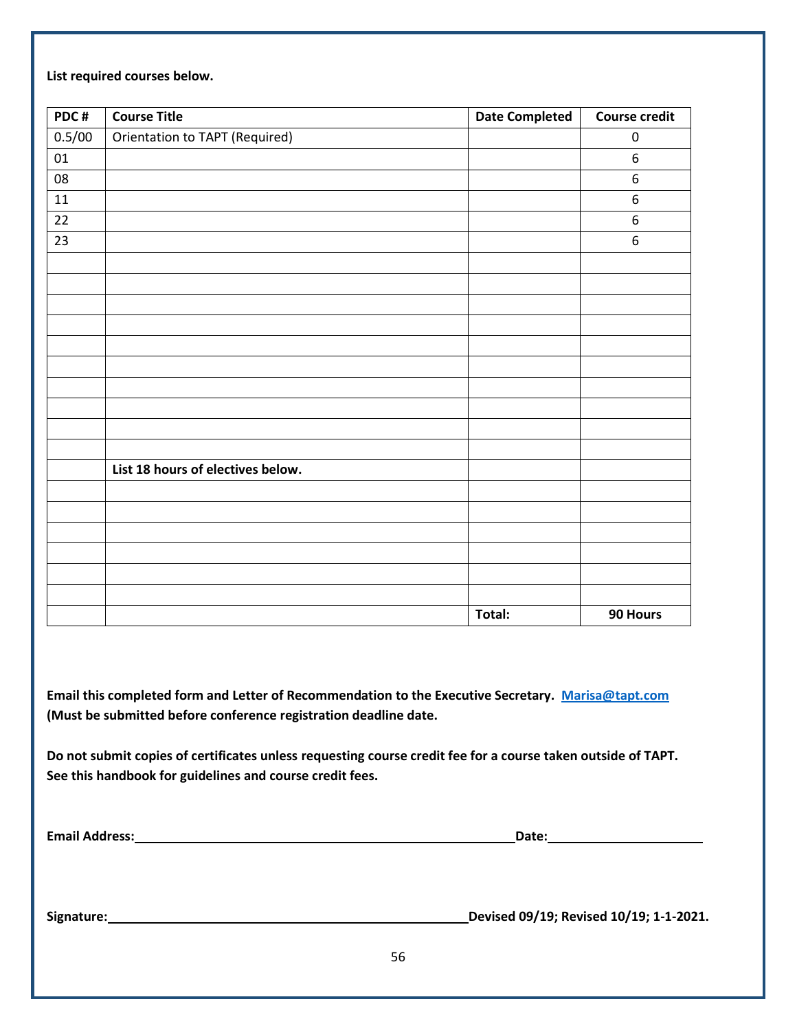**List required courses below.**

| PDC # | Course Title | Date Completed | Course credit |
|---|---|---|---|
| 0.5/00 | Orientation to TAPT (Required) | | 0 |
| 01 | | | 6 |
| 08 | | | 6 |
| 11 | | | 6 |
| 22 | | | 6 |
| 23 | | | 6 |
| | | | |
| | | | |
| | | | |
| | | | |
| | | | |
| | | | |
| | | | |
| | | | |
| | | | |
| | | | |
| | **List 18 hours of electives below.** | | |
| | | | |
| | | | |
| | | | |
| | | | |
| | | | |
| | | | |
| | | **Total:** | **90 Hours** |

**Email this completed form and Letter of Recommendation to the Executive Secretary. Marisa@tapt.com (Must be submitted before conference registration deadline date.**

**Do not submit copies of certificates unless requesting course credit fee for a course taken outside of TAPT. See this handbook for guidelines and course credit fees.**

**Email Address:**\_\_\_\_\_\_\_\_\_\_\_\_\_\_\_\_\_\_\_\_\_\_\_\_\_\_\_\_\_\_\_\_\_\_\_\_\_\_\_\_ **Date:**\_\_\_\_\_\_\_\_\_\_\_\_\_\_\_\_\_\_

**Signature:**\_\_\_\_\_\_\_\_\_\_\_\_\_\_\_\_\_\_\_\_\_\_\_\_\_\_\_\_\_\_\_\_\_\_\_\_\_\_\_\_ **Devised 09/19; Revised 10/19; 1-1-2021.**